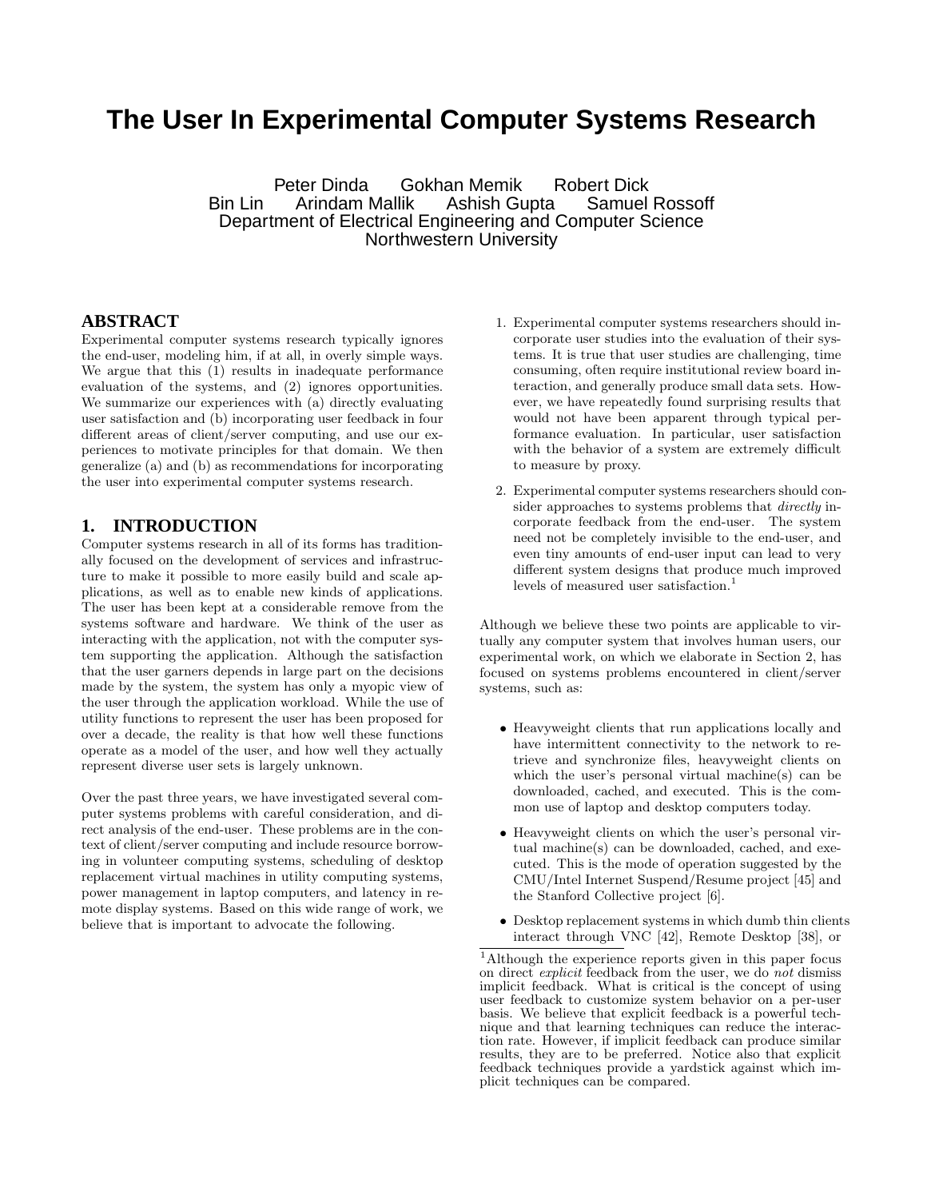# The User In Experimental Computer Systems Research

Peter Dinda Gokhan Memik Robert Dick
Bin Lin Arindam Mallik Ashish Gupta Samuel Rossoff
Department of Electrical Engineering and Computer Science
Northwestern University

## ABSTRACT

Experimental computer systems research typically ignores the end-user, modeling him, if at all, in overly simple ways. We argue that this (1) results in inadequate performance evaluation of the systems, and (2) ignores opportunities. We summarize our experiences with (a) directly evaluating user satisfaction and (b) incorporating user feedback in four different areas of client/server computing, and use our experiences to motivate principles for that domain. We then generalize (a) and (b) as recommendations for incorporating the user into experimental computer systems research.

## 1. INTRODUCTION

Computer systems research in all of its forms has traditionally focused on the development of services and infrastructure to make it possible to more easily build and scale applications, as well as to enable new kinds of applications. The user has been kept at a considerable remove from the systems software and hardware. We think of the user as interacting with the application, not with the computer system supporting the application. Although the satisfaction that the user garners depends in large part on the decisions made by the system, the system has only a myopic view of the user through the application workload. While the use of utility functions to represent the user has been proposed for over a decade, the reality is that how well these functions operate as a model of the user, and how well they actually represent diverse user sets is largely unknown.

Over the past three years, we have investigated several computer systems problems with careful consideration, and direct analysis of the end-user. These problems are in the context of client/server computing and include resource borrowing in volunteer computing systems, scheduling of desktop replacement virtual machines in utility computing systems, power management in laptop computers, and latency in remote display systems. Based on this wide range of work, we believe that is important to advocate the following.

1. Experimental computer systems researchers should incorporate user studies into the evaluation of their systems. It is true that user studies are challenging, time consuming, often require institutional review board interaction, and generally produce small data sets. However, we have repeatedly found surprising results that would not have been apparent through typical performance evaluation. In particular, user satisfaction with the behavior of a system are extremely difficult to measure by proxy.
2. Experimental computer systems researchers should consider approaches to systems problems that *directly* incorporate feedback from the end-user. The system need not be completely invisible to the end-user, and even tiny amounts of end-user input can lead to very different system designs that produce much improved levels of measured user satisfaction.[1]

Although we believe these two points are applicable to virtually any computer system that involves human users, our experimental work, on which we elaborate in Section 2, has focused on systems problems encountered in client/server systems, such as:

- Heavyweight clients that run applications locally and have intermittent connectivity to the network to retrieve and synchronize files, heavyweight clients on which the user's personal virtual machine(s) can be downloaded, cached, and executed. This is the common use of laptop and desktop computers today.
- Heavyweight clients on which the user's personal virtual machine(s) can be downloaded, cached, and executed. This is the mode of operation suggested by the CMU/Intel Internet Suspend/Resume project [45] and the Stanford Collective project [6].
- Desktop replacement systems in which dumb thin clients interact through VNC [42], Remote Desktop [38], or

[1] Although the experience reports given in this paper focus on direct *explicit* feedback from the user, we do *not* dismiss implicit feedback. What is critical is the concept of using user feedback to customize system behavior on a per-user basis. We believe that explicit feedback is a powerful technique and that learning techniques can reduce the interaction rate. However, if implicit feedback can produce similar results, they are to be preferred. Notice also that explicit feedback techniques provide a yardstick against which implicit techniques can be compared.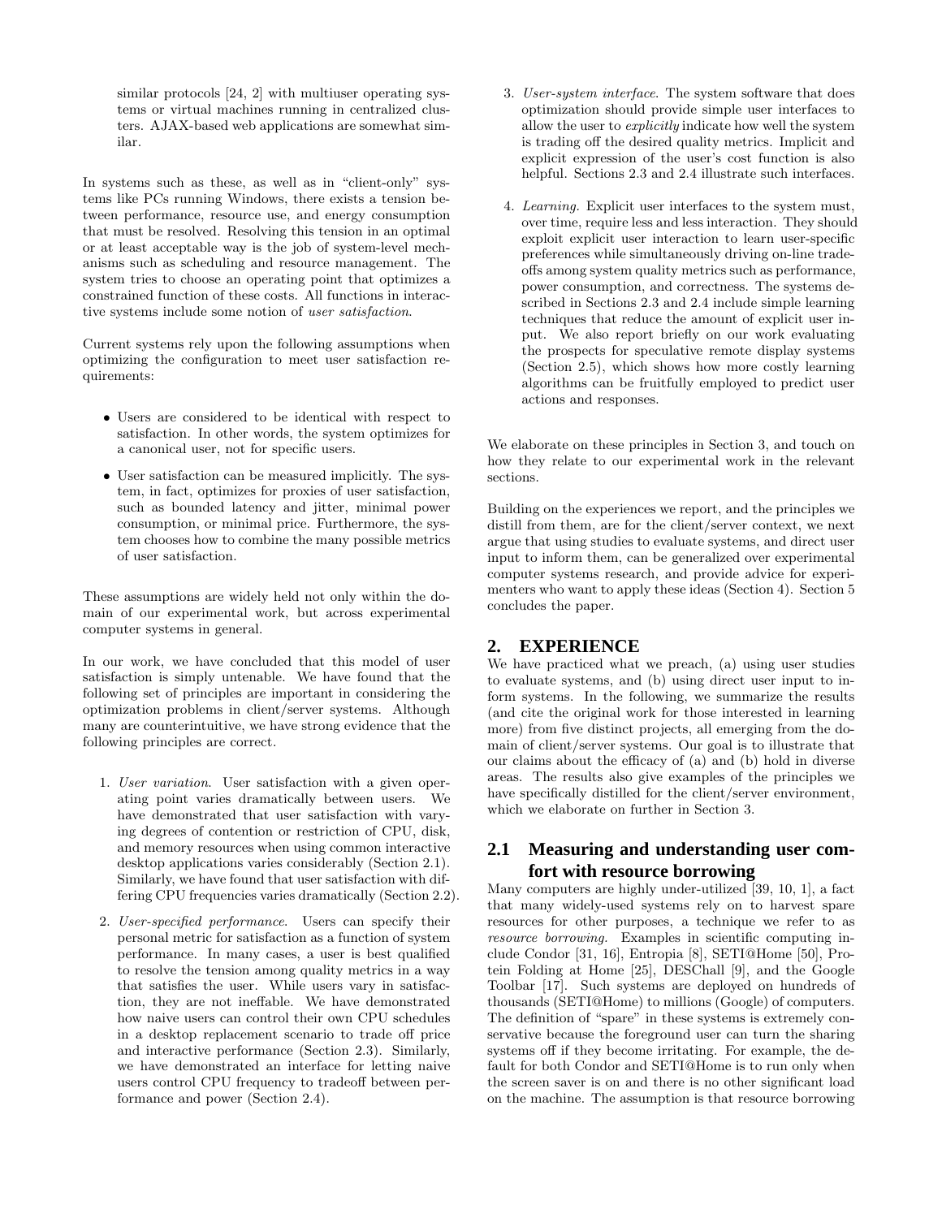similar protocols [24, 2] with multiuser operating systems or virtual machines running in centralized clusters. AJAX-based web applications are somewhat similar.

In systems such as these, as well as in "client-only" systems like PCs running Windows, there exists a tension between performance, resource use, and energy consumption that must be resolved. Resolving this tension in an optimal or at least acceptable way is the job of system-level mechanisms such as scheduling and resource management. The system tries to choose an operating point that optimizes a constrained function of these costs. All functions in interactive systems include some notion of *user satisfaction*.

Current systems rely upon the following assumptions when optimizing the configuration to meet user satisfaction requirements:

- Users are considered to be identical with respect to satisfaction. In other words, the system optimizes for a canonical user, not for specific users.
- User satisfaction can be measured implicitly. The system, in fact, optimizes for proxies of user satisfaction, such as bounded latency and jitter, minimal power consumption, or minimal price. Furthermore, the system chooses how to combine the many possible metrics of user satisfaction.

These assumptions are widely held not only within the domain of our experimental work, but across experimental computer systems in general.

In our work, we have concluded that this model of user satisfaction is simply untenable. We have found that the following set of principles are important in considering the optimization problems in client/server systems. Although many are counterintuitive, we have strong evidence that the following principles are correct.

1. *User variation*. User satisfaction with a given operating point varies dramatically between users. We have demonstrated that user satisfaction with varying degrees of contention or restriction of CPU, disk, and memory resources when using common interactive desktop applications varies considerably (Section 2.1). Similarly, we have found that user satisfaction with differing CPU frequencies varies dramatically (Section 2.2).
2. *User-specified performance*. Users can specify their personal metric for satisfaction as a function of system performance. In many cases, a user is best qualified to resolve the tension among quality metrics in a way that satisfies the user. While users vary in satisfaction, they are not ineffable. We have demonstrated how naive users can control their own CPU schedules in a desktop replacement scenario to trade off price and interactive performance (Section 2.3). Similarly, we have demonstrated an interface for letting naive users control CPU frequency to tradeoff between performance and power (Section 2.4).
3. *User-system interface*. The system software that does optimization should provide simple user interfaces to allow the user to *explicitly* indicate how well the system is trading off the desired quality metrics. Implicit and explicit expression of the user's cost function is also helpful. Sections 2.3 and 2.4 illustrate such interfaces.
4. *Learning*. Explicit user interfaces to the system must, over time, require less and less interaction. They should exploit explicit user interaction to learn user-specific preferences while simultaneously driving on-line tradeoffs among system quality metrics such as performance, power consumption, and correctness. The systems described in Sections 2.3 and 2.4 include simple learning techniques that reduce the amount of explicit user input. We also report briefly on our work evaluating the prospects for speculative remote display systems (Section 2.5), which shows how more costly learning algorithms can be fruitfully employed to predict user actions and responses.

We elaborate on these principles in Section 3, and touch on how they relate to our experimental work in the relevant sections.

Building on the experiences we report, and the principles we distill from them, are for the client/server context, we next argue that using studies to evaluate systems, and direct user input to inform them, can be generalized over experimental computer systems research, and provide advice for experimenters who want to apply these ideas (Section 4). Section 5 concludes the paper.

## 2. EXPERIENCE

We have practiced what we preach, (a) using user studies to evaluate systems, and (b) using direct user input to inform systems. In the following, we summarize the results (and cite the original work for those interested in learning more) from five distinct projects, all emerging from the domain of client/server systems. Our goal is to illustrate that our claims about the efficacy of (a) and (b) hold in diverse areas. The results also give examples of the principles we have specifically distilled for the client/server environment, which we elaborate on further in Section 3.

### 2.1 Measuring and understanding user comfort with resource borrowing

Many computers are highly under-utilized [39, 10, 1], a fact that many widely-used systems rely on to harvest spare resources for other purposes, a technique we refer to as *resource borrowing*. Examples in scientific computing include Condor [31, 16], Entropia [8], SETI@Home [50], Protein Folding at Home [25], DESChall [9], and the Google Toolbar [17]. Such systems are deployed on hundreds of thousands (SETI@Home) to millions (Google) of computers. The definition of "spare" in these systems is extremely conservative because the foreground user can turn the sharing systems off if they become irritating. For example, the default for both Condor and SETI@Home is to run only when the screen saver is on and there is no other significant load on the machine. The assumption is that resource borrowing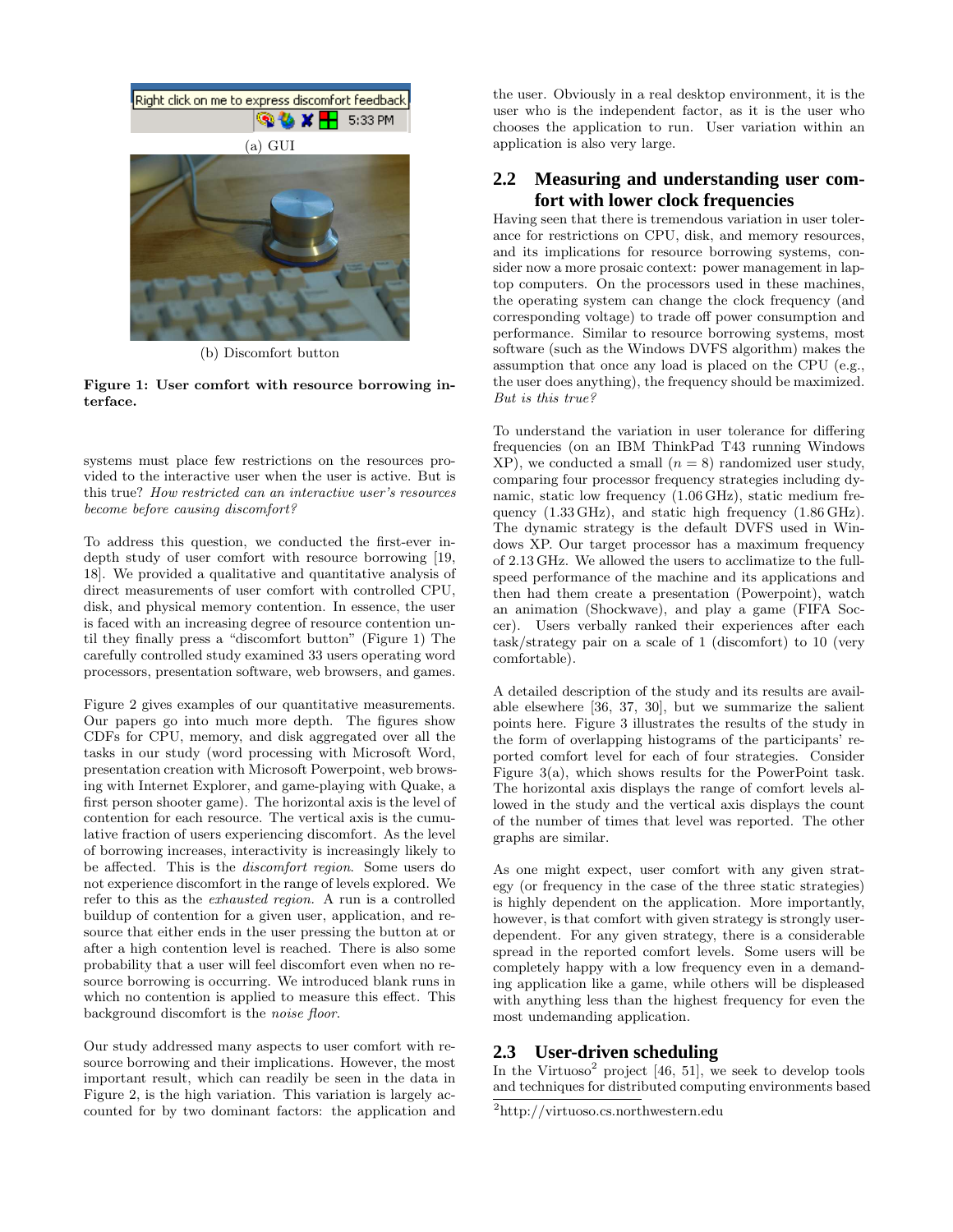(a) GUI

(b) Discomfort button

**Figure 1: User comfort with resource borrowing interface.**

systems must place few restrictions on the resources provided to the interactive user when the user is active. But is this true? *How restricted can an interactive user's resources become before causing discomfort?*

To address this question, we conducted the first-ever in-depth study of user comfort with resource borrowing [19, 18]. We provided a qualitative and quantitative analysis of direct measurements of user comfort with controlled CPU, disk, and physical memory contention. In essence, the user is faced with an increasing degree of resource contention until they finally press a "discomfort button" (Figure 1) The carefully controlled study examined 33 users operating word processors, presentation software, web browsers, and games.

Figure 2 gives examples of our quantitative measurements. Our papers go into much more depth. The figures show CDFs for CPU, memory, and disk aggregated over all the tasks in our study (word processing with Microsoft Word, presentation creation with Microsoft Powerpoint, web browsing with Internet Explorer, and game-playing with Quake, a first person shooter game). The horizontal axis is the level of contention for each resource. The vertical axis is the cumulative fraction of users experiencing discomfort. As the level of borrowing increases, interactivity is increasingly likely to be affected. This is the *discomfort region*. Some users do not experience discomfort in the range of levels explored. We refer to this as the *exhausted region*. A run is a controlled buildup of contention for a given user, application, and resource that either ends in the user pressing the button at or after a high contention level is reached. There is also some probability that a user will feel discomfort even when no resource borrowing is occurring. We introduced blank runs in which no contention is applied to measure this effect. This background discomfort is the *noise floor*.

Our study addressed many aspects to user comfort with resource borrowing and their implications. However, the most important result, which can readily be seen in the data in Figure 2, is the high variation. This variation is largely accounted for by two dominant factors: the application and the user. Obviously in a real desktop environment, it is the user who is the independent factor, as it is the user who chooses the application to run. User variation within an application is also very large.

## 2.2 Measuring and understanding user comfort with lower clock frequencies

Having seen that there is tremendous variation in user tolerance for restrictions on CPU, disk, and memory resources, and its implications for resource borrowing systems, consider now a more prosaic context: power management in laptop computers. On the processors used in these machines, the operating system can change the clock frequency (and corresponding voltage) to trade off power consumption and performance. Similar to resource borrowing systems, most software (such as the Windows DVFS algorithm) makes the assumption that once any load is placed on the CPU (e.g., the user does anything), the frequency should be maximized. *But is this true?*

To understand the variation in user tolerance for differing frequencies (on an IBM ThinkPad T43 running Windows XP), we conducted a small ($n = 8$) randomized user study, comparing four processor frequency strategies including dynamic, static low frequency (1.06 GHz), static medium frequency (1.33 GHz), and static high frequency (1.86 GHz). The dynamic strategy is the default DVFS used in Windows XP. Our target processor has a maximum frequency of 2.13 GHz. We allowed the users to acclimatize to the full-speed performance of the machine and its applications and then had them create a presentation (Powerpoint), watch an animation (Shockwave), and play a game (FIFA Soccer). Users verbally ranked their experiences after each task/strategy pair on a scale of 1 (discomfort) to 10 (very comfortable).

A detailed description of the study and its results are available elsewhere [36, 37, 30], but we summarize the salient points here. Figure 3 illustrates the results of the study in the form of overlapping histograms of the participants' reported comfort level for each of four strategies. Consider Figure 3(a), which shows results for the PowerPoint task. The horizontal axis displays the range of comfort levels allowed in the study and the vertical axis displays the count of the number of times that level was reported. The other graphs are similar.

As one might expect, user comfort with any given strategy (or frequency in the case of the three static strategies) is highly dependent on the application. More importantly, however, is that comfort with given strategy is strongly user-dependent. For any given strategy, there is a considerable spread in the reported comfort levels. Some users will be completely happy with a low frequency even in a demanding application like a game, while others will be displeased with anything less than the highest frequency for even the most undemanding application.

## 2.3 User-driven scheduling

In the Virtuoso[2] project [46, 51], we seek to develop tools and techniques for distributed computing environments based

[2] http://virtuoso.cs.northwestern.edu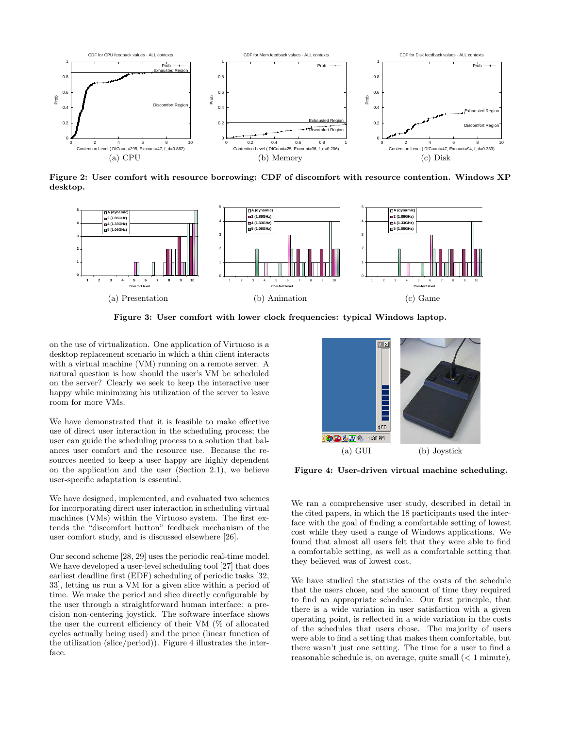(a) CPU

(b) Memory

(c) Disk

**Figure 2: User comfort with resource borrowing: CDF of discomfort with resource contention. Windows XP desktop.**

(a) Presentation

(b) Animation

(c) Game

**Figure 3: User comfort with lower clock frequencies: typical Windows laptop.**

on the use of virtualization. One application of Virtuoso is a desktop replacement scenario in which a thin client interacts with a virtual machine (VM) running on a remote server. A natural question is how should the user's VM be scheduled on the server? Clearly we seek to keep the interactive user happy while minimizing his utilization of the server to leave room for more VMs.

We have demonstrated that it is feasible to make effective use of direct user interaction in the scheduling process; the user can guide the scheduling process to a solution that balances user comfort and the resource use. Because the resources needed to keep a user happy are highly dependent on the application and the user (Section 2.1), we believe user-specific adaptation is essential.

We have designed, implemented, and evaluated two schemes for incorporating direct user interaction in scheduling virtual machines (VMs) within the Virtuoso system. The first extends the "discomfort button" feedback mechanism of the user comfort study, and is discussed elsewhere [26].

Our second scheme [28, 29] uses the periodic real-time model. We have developed a user-level scheduling tool [27] that does earliest deadline first (EDF) scheduling of periodic tasks [32, 33], letting us run a VM for a given slice within a period of time. We make the period and slice directly configurable by the user through a straightforward human interface: a precision non-centering joystick. The software interface shows the user the current efficiency of their VM (% of allocated cycles actually being used) and the price (linear function of the utilization (slice/period)). Figure 4 illustrates the interface.

(a) GUI

(b) Joystick

**Figure 4: User-driven virtual machine scheduling.**

We ran a comprehensive user study, described in detail in the cited papers, in which the 18 participants used the interface with the goal of finding a comfortable setting of lowest cost while they used a range of Windows applications. We found that almost all users felt that they were able to find a comfortable setting, as well as a comfortable setting that they believed was of lowest cost.

We have studied the statistics of the costs of the schedule that the users chose, and the amount of time they required to find an appropriate schedule. Our first principle, that there is a wide variation in user satisfaction with a given operating point, is reflected in a wide variation in the costs of the schedules that users chose. The majority of users were able to find a setting that makes them comfortable, but there wasn't just one setting. The time for a user to find a reasonable schedule is, on average, quite small ($<$ 1 minute),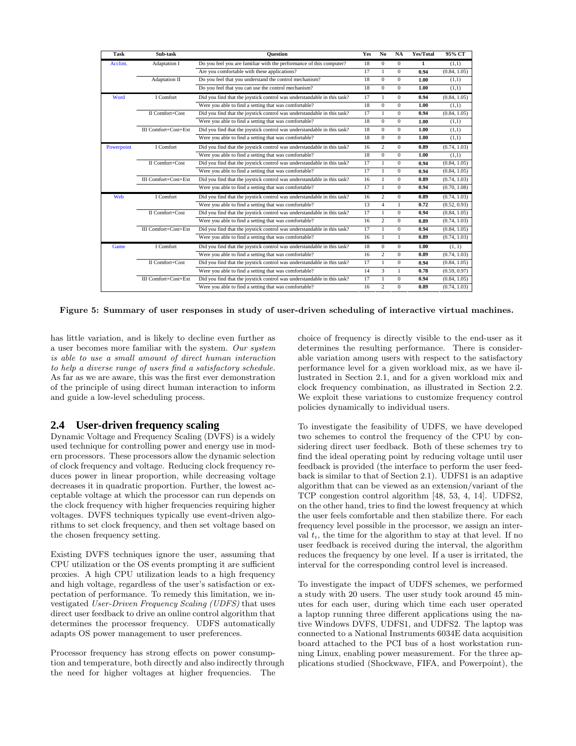| Task | Sub-task | Question | Yes | No | NA | Yes/Total | 95% CT |
|---|---|---|---|---|---|---|---|
| Acclim. | Adaptation I | Do you feel you are familiar with the performance of this computer? | 18 | 0 | 0 | **1** | (1,1) |
| | | Are you comfortable with these applications? | 17 | 1 | 0 | **0.94** | (0.84, 1.05) |
| | Adaptation II | Do you feel that you understand the control mechanism? | 18 | 0 | 0 | **1.00** | (1,1) |
| | | Do you feel that you can use the control mechanism? | 18 | 0 | 0 | **1.00** | (1,1) |
| Word | I Comfort | Did you find that the joystick control was understandable in this task? | 17 | 1 | 0 | **0.94** | (0.84, 1.05) |
| | | Were you able to find a setting that was comfortable? | 18 | 0 | 0 | **1.00** | (1,1) |
| | II Comfort+Cost | Did you find that the joystick control was understandable in this task? | 17 | 1 | 0 | **0.94** | (0.84, 1.05) |
| | | Were you able to find a setting that was comfortable? | 18 | 0 | 0 | **1.00** | (1,1) |
| | III Comfort+Cost+Ext | Did you find that the joystick control was understandable in this task? | 18 | 0 | 0 | **1.00** | (1,1) |
| | | Were you able to find a setting that was comfortable? | 18 | 0 | 0 | **1.00** | (1,1) |
| Powerpoint | I Comfort | Did you find that the joystick control was understandable in this task? | 16 | 2 | 0 | **0.89** | (0.74, 1.03) |
| | | Were you able to find a setting that was comfortable? | 18 | 0 | 0 | **1.00** | (1,1) |
| | II Comfort+Cost | Did you find that the joystick control was understandable in this task? | 17 | 1 | 0 | **0.94** | (0.84, 1.05) |
| | | Were you able to find a setting that was comfortable? | 17 | 1 | 0 | **0.94** | (0.84, 1.05) |
| | III Comfort+Cost+Ext | Did you find that the joystick control was understandable in this task? | 16 | 1 | 0 | **0.89** | (0.74, 1.03) |
| | | Were you able to find a setting that was comfortable? | 17 | 1 | 0 | **0.94** | (0.70, 1.08) |
| Web | I Comfort | Did you find that the joystick control was understandable in this task? | 16 | 2 | 0 | **0.89** | (0.74, 1.03) |
| | | Were you able to find a setting that was comfortable? | 13 | 4 | 1 | **0.72** | (0.52, 0.93) |
| | II Comfort+Cost | Did you find that the joystick control was understandable in this task? | 17 | 1 | 0 | **0.94** | (0.84, 1.05) |
| | | Were you able to find a setting that was comfortable? | 16 | 2 | 0 | **0.89** | (0.74, 1.03) |
| | III Comfort+Cost+Ext | Did you find that the joystick control was understandable in this task? | 17 | 1 | 0 | **0.94** | (0.84, 1.05) |
| | | Were you able to find a setting that was comfortable? | 16 | 1 | 1 | **0.89** | (0.74, 1.03) |
| Game | I Comfort | Did you find that the joystick control was understandable in this task? | 18 | 0 | 0 | **1.00** | (1, 1) |
| | | Were you able to find a setting that was comfortable? | 16 | 2 | 0 | **0.89** | (0.74, 1.03) |
| | II Comfort+Cost | Did you find that the joystick control was understandable in this task? | 17 | 1 | 0 | **0.94** | (0.84, 1.05) |
| | | Were you able to find a setting that was comfortable? | 14 | 3 | 1 | **0.78** | (0.59, 0.97) |
| | III Comfort+Cost+Ext | Did you find that the joystick control was understandable in this task? | 17 | 1 | 0 | **0.94** | (0.84, 1.05) |
| | | Were you able to find a setting that was comfortable? | 16 | 2 | 0 | **0.89** | (0.74, 1.03) |

**Figure 5: Summary of user responses in study of user-driven scheduling of interactive virtual machines.**

has little variation, and is likely to decline even further as a user becomes more familiar with the system. *Our system is able to use a small amount of direct human interaction to help a diverse range of users find a satisfactory schedule.* As far as we are aware, this was the first ever demonstration of the principle of using direct human interaction to inform and guide a low-level scheduling process.

## 2.4 User-driven frequency scaling

Dynamic Voltage and Frequency Scaling (DVFS) is a widely used technique for controlling power and energy use in modern processors. These processors allow the dynamic selection of clock frequency and voltage. Reducing clock frequency reduces power in linear proportion, while decreasing voltage decreases it in quadratic proportion. Further, the lowest acceptable voltage at which the processor can run depends on the clock frequency with higher frequencies requiring higher voltages. DVFS techniques typically use event-driven algorithms to set clock frequency, and then set voltage based on the chosen frequency setting.

Existing DVFS techniques ignore the user, assuming that CPU utilization or the OS events prompting it are sufficient proxies. A high CPU utilization leads to a high frequency and high voltage, regardless of the user's satisfaction or expectation of performance. To remedy this limitation, we investigated *User-Driven Frequency Scaling (UDFS)* that uses direct user feedback to drive an online control algorithm that determines the processor frequency. UDFS automatically adapts OS power management to user preferences.

Processor frequency has strong effects on power consumption and temperature, both directly and also indirectly through the need for higher voltages at higher frequencies. The choice of frequency is directly visible to the end-user as it determines the resulting performance. There is considerable variation among users with respect to the satisfactory performance level for a given workload mix, as we have illustrated in Section 2.1, and for a given workload mix and clock frequency combination, as illustrated in Section 2.2. We exploit these variations to customize frequency control policies dynamically to individual users.

To investigate the feasibility of UDFS, we have developed two schemes to control the frequency of the CPU by considering direct user feedback. Both of these schemes try to find the ideal operating point by reducing voltage until user feedback is provided (the interface to perform the user feedback is similar to that of Section 2.1). UDFS1 is an adaptive algorithm that can be viewed as an extension/variant of the TCP congestion control algorithm [48, 53, 4, 14]. UDFS2, on the other hand, tries to find the lowest frequency at which the user feels comfortable and then stabilize there. For each frequency level possible in the processor, we assign an interval $t_i$, the time for the algorithm to stay at that level. If no user feedback is received during the interval, the algorithm reduces the frequency by one level. If a user is irritated, the interval for the corresponding control level is increased.

To investigate the impact of UDFS schemes, we performed a study with 20 users. The user study took around 45 minutes for each user, during which time each user operated a laptop running three different applications using the native Windows DVFS, UDFS1, and UDFS2. The laptop was connected to a National Instruments 6034E data acquisition board attached to the PCI bus of a host workstation running Linux, enabling power measurement. For the three applications studied (Shockwave, FIFA, and Powerpoint), the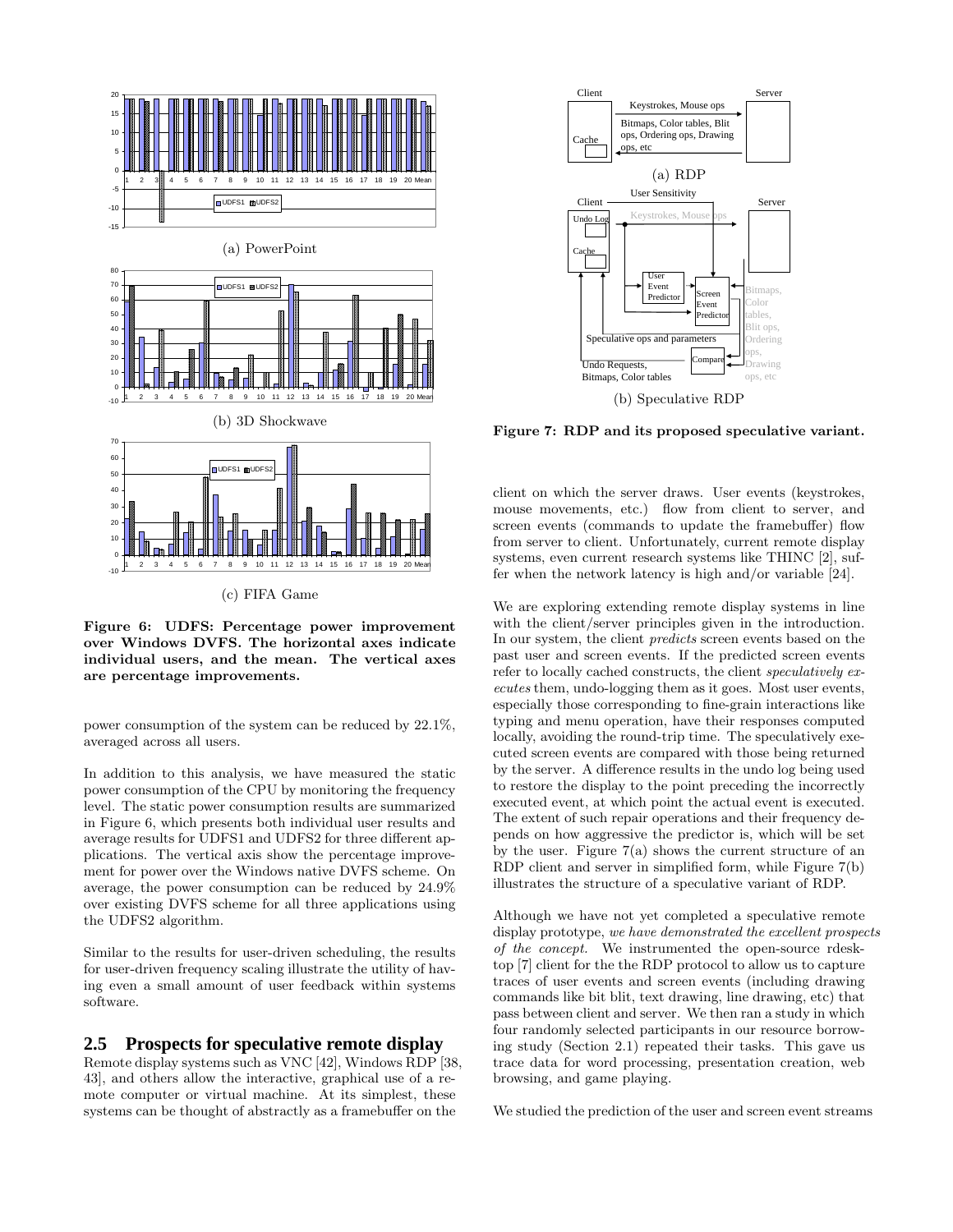(a) PowerPoint

(b) 3D Shockwave

(c) FIFA Game

**Figure 6: UDFS: Percentage power improvement over Windows DVFS. The horizontal axes indicate individual users, and the mean. The vertical axes are percentage improvements.**

power consumption of the system can be reduced by 22.1%, averaged across all users.

In addition to this analysis, we have measured the static power consumption of the CPU by monitoring the frequency level. The static power consumption results are summarized in Figure 6, which presents both individual user results and average results for UDFS1 and UDFS2 for three different applications. The vertical axis show the percentage improvement for power over the Windows native DVFS scheme. On average, the power consumption can be reduced by 24.9% over existing DVFS scheme for all three applications using the UDFS2 algorithm.

Similar to the results for user-driven scheduling, the results for user-driven frequency scaling illustrate the utility of having even a small amount of user feedback within systems software.

## 2.5 Prospects for speculative remote display

Remote display systems such as VNC [42], Windows RDP [38, 43], and others allow the interactive, graphical use of a remote computer or virtual machine. At its simplest, these systems can be thought of abstractly as a framebuffer on the client on which the server draws. User events (keystrokes, mouse movements, etc.) flow from client to server, and screen events (commands to update the framebuffer) flow from server to client. Unfortunately, current remote display systems, even current research systems like THINC [2], suffer when the network latency is high and/or variable [24].

(a) RDP

(b) Speculative RDP

**Figure 7: RDP and its proposed speculative variant.**

We are exploring extending remote display systems in line with the client/server principles given in the introduction. In our system, the client *predicts* screen events based on the past user and screen events. If the predicted screen events refer to locally cached constructs, the client *speculatively executes* them, undo-logging them as it goes. Most user events, especially those corresponding to fine-grain interactions like typing and menu operation, have their responses computed locally, avoiding the round-trip time. The speculatively executed screen events are compared with those being returned by the server. A difference results in the undo log being used to restore the display to the point preceding the incorrectly executed event, at which point the actual event is executed. The extent of such repair operations and their frequency depends on how aggressive the predictor is, which will be set by the user. Figure 7(a) shows the current structure of an RDP client and server in simplified form, while Figure 7(b) illustrates the structure of a speculative variant of RDP.

Although we have not yet completed a speculative remote display prototype, *we have demonstrated the excellent prospects of the concept*. We instrumented the open-source rdesktop [7] client for the the RDP protocol to allow us to capture traces of user events and screen events (including drawing commands like bit blit, text drawing, line drawing, etc) that pass between client and server. We then ran a study in which four randomly selected participants in our resource borrowing study (Section 2.1) repeated their tasks. This gave us trace data for word processing, presentation creation, web browsing, and game playing.

We studied the prediction of the user and screen event streams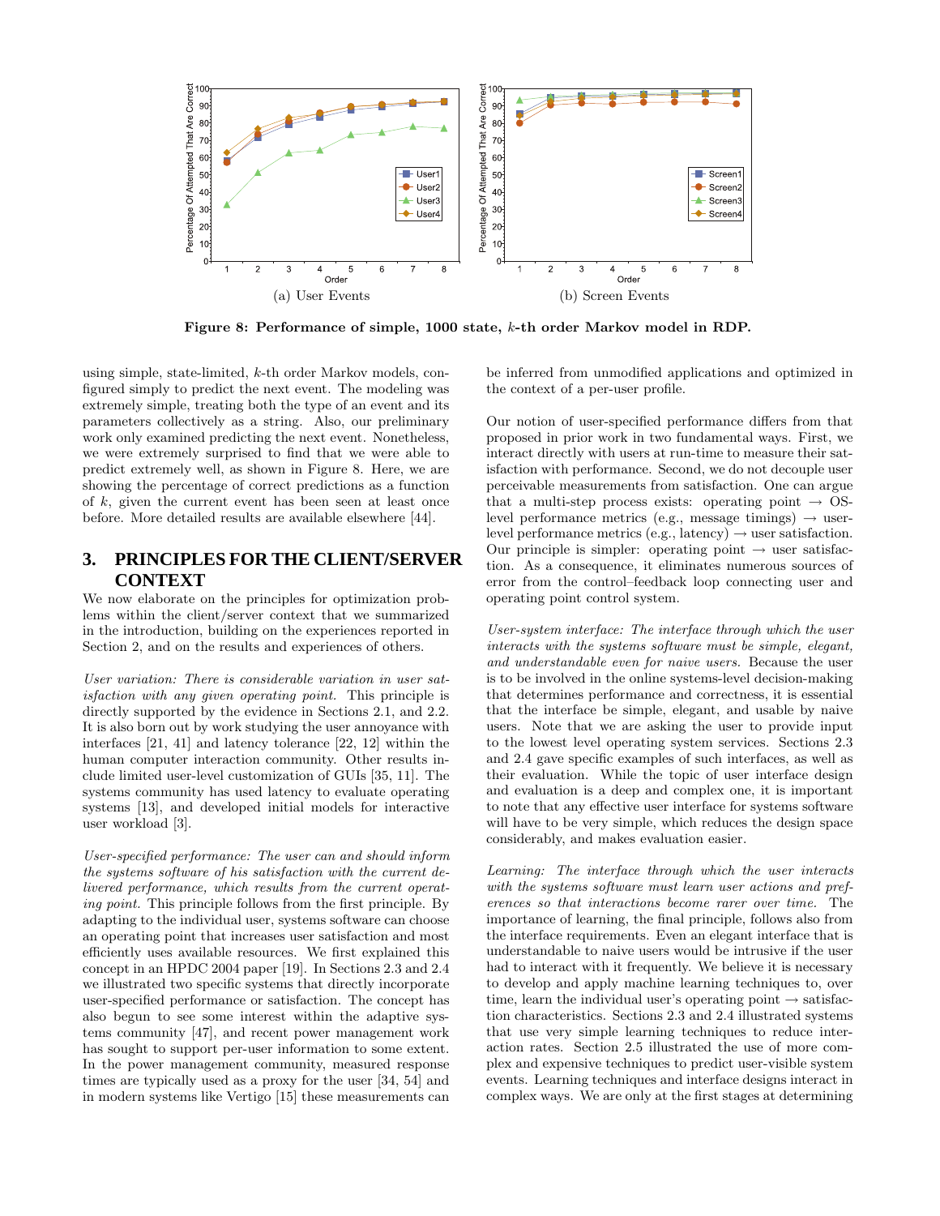(a) User Events

(b) Screen Events

**Figure 8: Performance of simple, 1000 state, $k$-th order Markov model in RDP.**

using simple, state-limited, $k$-th order Markov models, configured simply to predict the next event. The modeling was extremely simple, treating both the type of an event and its parameters collectively as a string. Also, our preliminary work only examined predicting the next event. Nonetheless, we were extremely surprised to find that we were able to predict extremely well, as shown in Figure 8. Here, we are showing the percentage of correct predictions as a function of $k$, given the current event has been seen at least once before. More detailed results are available elsewhere [44].

# 3. PRINCIPLES FOR THE CLIENT/SERVER CONTEXT

We now elaborate on the principles for optimization problems within the client/server context that we summarized in the introduction, building on the experiences reported in Section 2, and on the results and experiences of others.

*User variation: There is considerable variation in user satisfaction with any given operating point.* This principle is directly supported by the evidence in Sections 2.1, and 2.2. It is also born out by work studying the user annoyance with interfaces [21, 41] and latency tolerance [22, 12] within the human computer interaction community. Other results include limited user-level customization of GUIs [35, 11]. The systems community has used latency to evaluate operating systems [13], and developed initial models for interactive user workload [3].

*User-specified performance: The user can and should inform the systems software of his satisfaction with the current delivered performance, which results from the current operating point.* This principle follows from the first principle. By adapting to the individual user, systems software can choose an operating point that increases user satisfaction and most efficiently uses available resources. We first explained this concept in an HPDC 2004 paper [19]. In Sections 2.3 and 2.4 we illustrated two specific systems that directly incorporate user-specified performance or satisfaction. The concept has also begun to see some interest within the adaptive systems community [47], and recent power management work has sought to support per-user information to some extent. In the power management community, measured response times are typically used as a proxy for the user [34, 54] and in modern systems like Vertigo [15] these measurements can be inferred from unmodified applications and optimized in the context of a per-user profile.

Our notion of user-specified performance differs from that proposed in prior work in two fundamental ways. First, we interact directly with users at run-time to measure their satisfaction with performance. Second, we do not decouple user perceivable measurements from satisfaction. One can argue that a multi-step process exists: operating point → OS-level performance metrics (e.g., message timings) → user-level performance metrics (e.g., latency) → user satisfaction. Our principle is simpler: operating point → user satisfaction. As a consequence, it eliminates numerous sources of error from the control–feedback loop connecting user and operating point control system.

*User-system interface: The interface through which the user interacts with the systems software must be simple, elegant, and understandable even for naive users.* Because the user is to be involved in the online systems-level decision-making that determines performance and correctness, it is essential that the interface be simple, elegant, and usable by naive users. Note that we are asking the user to provide input to the lowest level operating system services. Sections 2.3 and 2.4 gave specific examples of such interfaces, as well as their evaluation. While the topic of user interface design and evaluation is a deep and complex one, it is important to note that any effective user interface for systems software will have to be very simple, which reduces the design space considerably, and makes evaluation easier.

*Learning: The interface through which the user interacts with the systems software must learn user actions and preferences so that interactions become rarer over time.* The importance of learning, the final principle, follows also from the interface requirements. Even an elegant interface that is understandable to naive users would be intrusive if the user had to interact with it frequently. We believe it is necessary to develop and apply machine learning techniques to, over time, learn the individual user's operating point → satisfaction characteristics. Sections 2.3 and 2.4 illustrated systems that use very simple learning techniques to reduce interaction rates. Section 2.5 illustrated the use of more complex and expensive techniques to predict user-visible system events. Learning techniques and interface designs interact in complex ways. We are only at the first stages at determining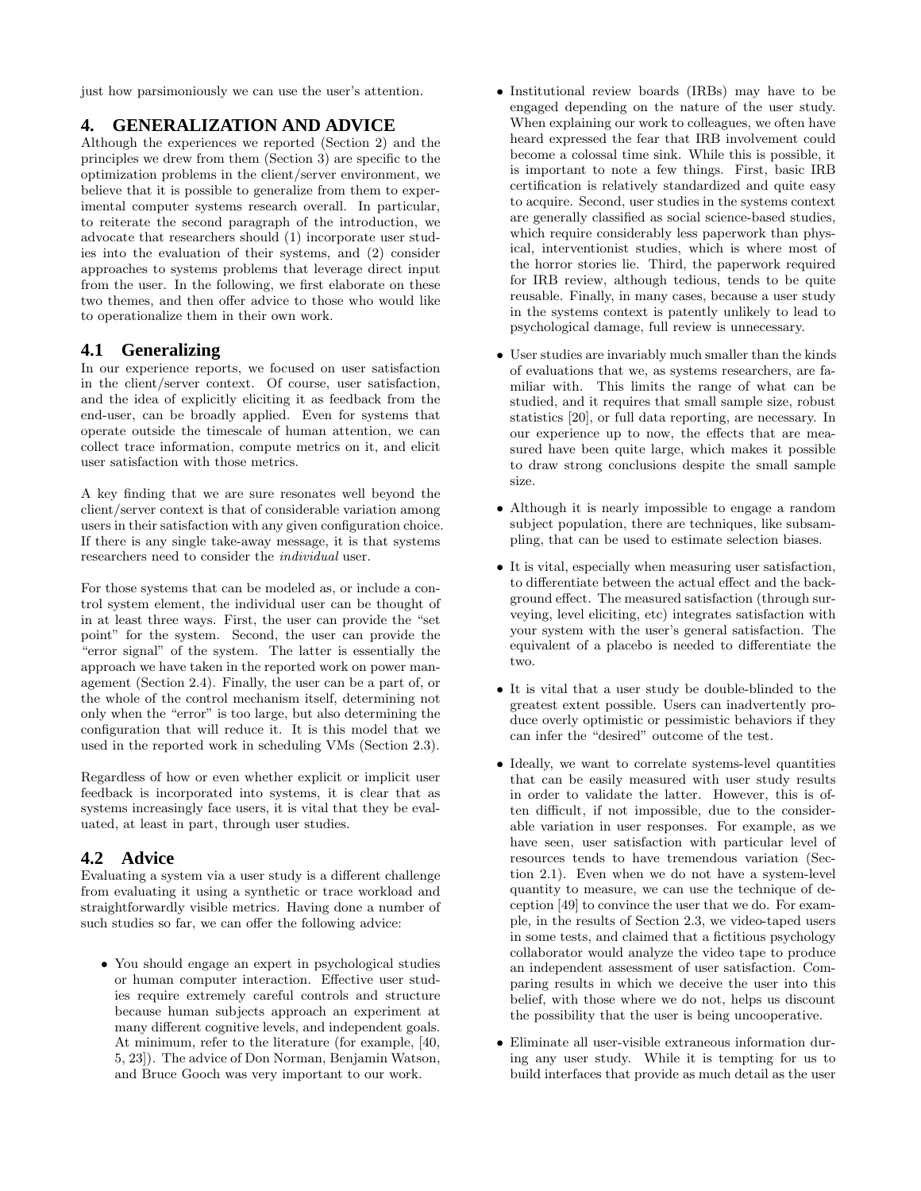just how parsimoniously we can use the user's attention.

## 4. GENERALIZATION AND ADVICE

Although the experiences we reported (Section 2) and the principles we drew from them (Section 3) are specific to the optimization problems in the client/server environment, we believe that it is possible to generalize from them to experimental computer systems research overall. In particular, to reiterate the second paragraph of the introduction, we advocate that researchers should (1) incorporate user studies into the evaluation of their systems, and (2) consider approaches to systems problems that leverage direct input from the user. In the following, we first elaborate on these two themes, and then offer advice to those who would like to operationalize them in their own work.

### 4.1 Generalizing

In our experience reports, we focused on user satisfaction in the client/server context. Of course, user satisfaction, and the idea of explicitly eliciting it as feedback from the end-user, can be broadly applied. Even for systems that operate outside the timescale of human attention, we can collect trace information, compute metrics on it, and elicit user satisfaction with those metrics.

A key finding that we are sure resonates well beyond the client/server context is that of considerable variation among users in their satisfaction with any given configuration choice. If there is any single take-away message, it is that systems researchers need to consider the *individual* user.

For those systems that can be modeled as, or include a control system element, the individual user can be thought of in at least three ways. First, the user can provide the "set point" for the system. Second, the user can provide the "error signal" of the system. The latter is essentially the approach we have taken in the reported work on power management (Section 2.4). Finally, the user can be a part of, or the whole of the control mechanism itself, determining not only when the "error" is too large, but also determining the configuration that will reduce it. It is this model that we used in the reported work in scheduling VMs (Section 2.3).

Regardless of how or even whether explicit or implicit user feedback is incorporated into systems, it is clear that as systems increasingly face users, it is vital that they be evaluated, at least in part, through user studies.

### 4.2 Advice

Evaluating a system via a user study is a different challenge from evaluating it using a synthetic or trace workload and straightforwardly visible metrics. Having done a number of such studies so far, we can offer the following advice:

- You should engage an expert in psychological studies or human computer interaction. Effective user studies require extremely careful controls and structure because human subjects approach an experiment at many different cognitive levels, and independent goals. At minimum, refer to the literature (for example, [40, 5, 23]). The advice of Don Norman, Benjamin Watson, and Bruce Gooch was very important to our work.
- Institutional review boards (IRBs) may have to be engaged depending on the nature of the user study. When explaining our work to colleagues, we often have heard expressed the fear that IRB involvement could become a colossal time sink. While this is possible, it is important to note a few things. First, basic IRB certification is relatively standardized and quite easy to acquire. Second, user studies in the systems context are generally classified as social science-based studies, which require considerably less paperwork than physical, interventionist studies, which is where most of the horror stories lie. Third, the paperwork required for IRB review, although tedious, tends to be quite reusable. Finally, in many cases, because a user study in the systems context is patently unlikely to lead to psychological damage, full review is unnecessary.
- User studies are invariably much smaller than the kinds of evaluations that we, as systems researchers, are familiar with. This limits the range of what can be studied, and it requires that small sample size, robust statistics [20], or full data reporting, are necessary. In our experience up to now, the effects that are measured have been quite large, which makes it possible to draw strong conclusions despite the small sample size.
- Although it is nearly impossible to engage a random subject population, there are techniques, like subsampling, that can be used to estimate selection biases.
- It is vital, especially when measuring user satisfaction, to differentiate between the actual effect and the background effect. The measured satisfaction (through surveying, level eliciting, etc) integrates satisfaction with your system with the user's general satisfaction. The equivalent of a placebo is needed to differentiate the two.
- It is vital that a user study be double-blinded to the greatest extent possible. Users can inadvertently produce overly optimistic or pessimistic behaviors if they can infer the "desired" outcome of the test.
- Ideally, we want to correlate systems-level quantities that can be easily measured with user study results in order to validate the latter. However, this is often difficult, if not impossible, due to the considerable variation in user responses. For example, as we have seen, user satisfaction with particular level of resources tends to have tremendous variation (Section 2.1). Even when we do not have a system-level quantity to measure, we can use the technique of deception [49] to convince the user that we do. For example, in the results of Section 2.3, we video-taped users in some tests, and claimed that a fictitious psychology collaborator would analyze the video tape to produce an independent assessment of user satisfaction. Comparing results in which we deceive the user into this belief, with those where we do not, helps us discount the possibility that the user is being uncooperative.
- Eliminate all user-visible extraneous information during any user study. While it is tempting for us to build interfaces that provide as much detail as the user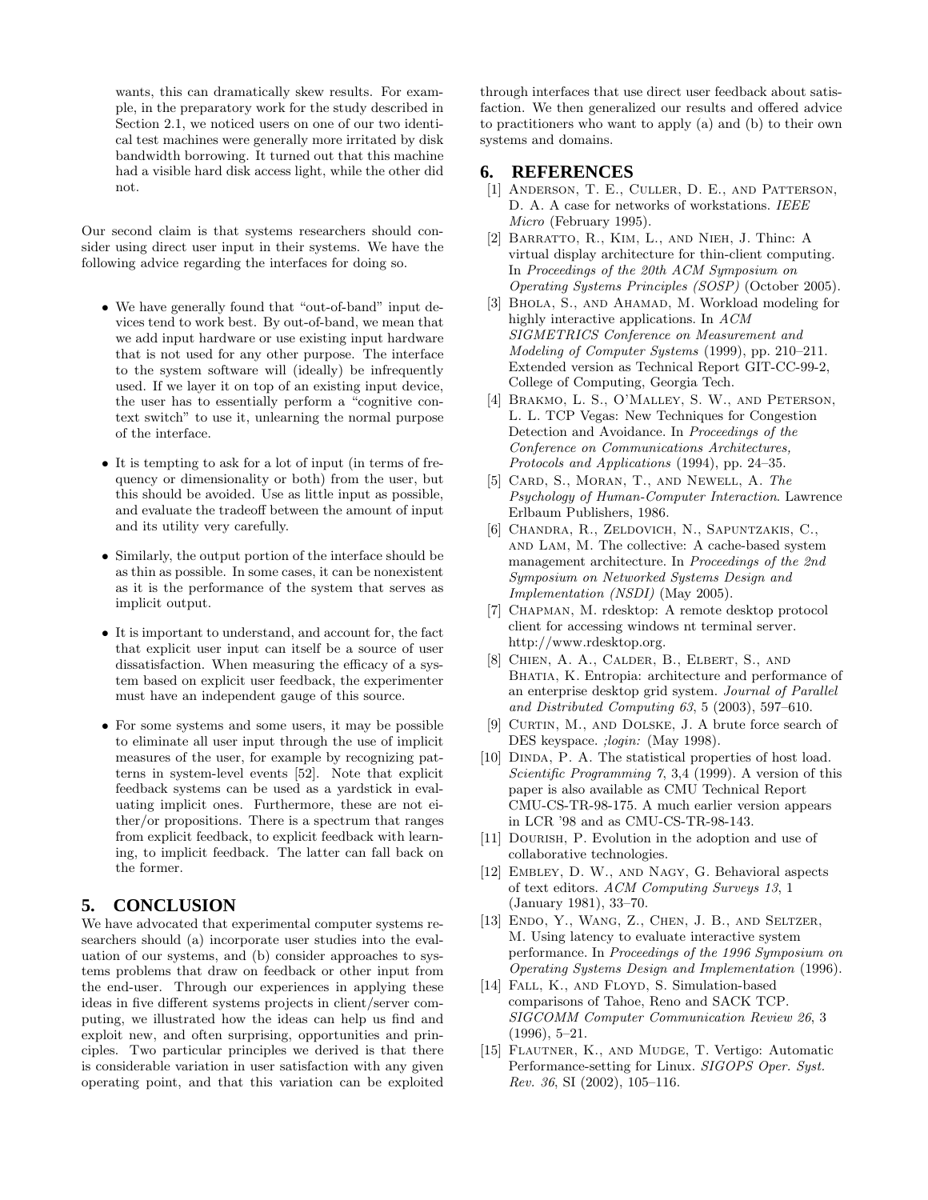wants, this can dramatically skew results. For example, in the preparatory work for the study described in Section 2.1, we noticed users on one of our two identical test machines were generally more irritated by disk bandwidth borrowing. It turned out that this machine had a visible hard disk access light, while the other did not.

Our second claim is that systems researchers should consider using direct user input in their systems. We have the following advice regarding the interfaces for doing so.

- We have generally found that "out-of-band" input devices tend to work best. By out-of-band, we mean that we add input hardware or use existing input hardware that is not used for any other purpose. The interface to the system software will (ideally) be infrequently used. If we layer it on top of an existing input device, the user has to essentially perform a "cognitive context switch" to use it, unlearning the normal purpose of the interface.
- It is tempting to ask for a lot of input (in terms of frequency or dimensionality or both) from the user, but this should be avoided. Use as little input as possible, and evaluate the tradeoff between the amount of input and its utility very carefully.
- Similarly, the output portion of the interface should be as thin as possible. In some cases, it can be nonexistent as it is the performance of the system that serves as implicit output.
- It is important to understand, and account for, the fact that explicit user input can itself be a source of user dissatisfaction. When measuring the efficacy of a system based on explicit user feedback, the experimenter must have an independent gauge of this source.
- For some systems and some users, it may be possible to eliminate all user input through the use of implicit measures of the user, for example by recognizing patterns in system-level events [52]. Note that explicit feedback systems can be used as a yardstick in evaluating implicit ones. Furthermore, these are not either/or propositions. There is a spectrum that ranges from explicit feedback, to explicit feedback with learning, to implicit feedback. The latter can fall back on the former.

## 5. CONCLUSION

We have advocated that experimental computer systems researchers should (a) incorporate user studies into the evaluation of our systems, and (b) consider approaches to systems problems that draw on feedback or other input from the end-user. Through our experiences in applying these ideas in five different systems projects in client/server computing, we illustrated how the ideas can help us find and exploit new, and often surprising, opportunities and principles. Two particular principles we derived is that there is considerable variation in user satisfaction with any given operating point, and that this variation can be exploited through interfaces that use direct user feedback about satisfaction. We then generalized our results and offered advice to practitioners who want to apply (a) and (b) to their own systems and domains.

## 6. REFERENCES

[1] Anderson, T. E., Culler, D. E., and Patterson, D. A. A case for networks of workstations. *IEEE Micro* (February 1995).

[2] Barratto, R., Kim, L., and Nieh, J. Thinc: A virtual display architecture for thin-client computing. In *Proceedings of the 20th ACM Symposium on Operating Systems Principles (SOSP)* (October 2005).

[3] Bhola, S., and Ahamad, M. Workload modeling for highly interactive applications. In *ACM SIGMETRICS Conference on Measurement and Modeling of Computer Systems* (1999), pp. 210–211. Extended version as Technical Report GIT-CC-99-2, College of Computing, Georgia Tech.

[4] Brakmo, L. S., O'Malley, S. W., and Peterson, L. L. TCP Vegas: New Techniques for Congestion Detection and Avoidance. In *Proceedings of the Conference on Communications Architectures, Protocols and Applications* (1994), pp. 24–35.

[5] Card, S., Moran, T., and Newell, A. *The Psychology of Human-Computer Interaction*. Lawrence Erlbaum Publishers, 1986.

[6] Chandra, R., Zeldovich, N., Sapuntzakis, C., and Lam, M. The collective: A cache-based system management architecture. In *Proceedings of the 2nd Symposium on Networked Systems Design and Implementation (NSDI)* (May 2005).

[7] Chapman, M. rdesktop: A remote desktop protocol client for accessing windows nt terminal server. http://www.rdesktop.org.

[8] Chien, A. A., Calder, B., Elbert, S., and Bhatia, K. Entropia: architecture and performance of an enterprise desktop grid system. *Journal of Parallel and Distributed Computing 63*, 5 (2003), 597–610.

[9] Curtin, M., and Dolske, J. A brute force search of DES keyspace. *;login:* (May 1998).

[10] Dinda, P. A. The statistical properties of host load. *Scientific Programming 7*, 3,4 (1999). A version of this paper is also available as CMU Technical Report CMU-CS-TR-98-175. A much earlier version appears in LCR '98 and as CMU-CS-TR-98-143.

[11] Dourish, P. Evolution in the adoption and use of collaborative technologies.

[12] Embley, D. W., and Nagy, G. Behavioral aspects of text editors. *ACM Computing Surveys 13*, 1 (January 1981), 33–70.

[13] Endo, Y., Wang, Z., Chen, J. B., and Seltzer, M. Using latency to evaluate interactive system performance. In *Proceedings of the 1996 Symposium on Operating Systems Design and Implementation* (1996).

[14] Fall, K., and Floyd, S. Simulation-based comparisons of Tahoe, Reno and SACK TCP. *SIGCOMM Computer Communication Review 26*, 3 (1996), 5–21.

[15] Flautner, K., and Mudge, T. Vertigo: Automatic Performance-setting for Linux. *SIGOPS Oper. Syst. Rev. 36*, SI (2002), 105–116.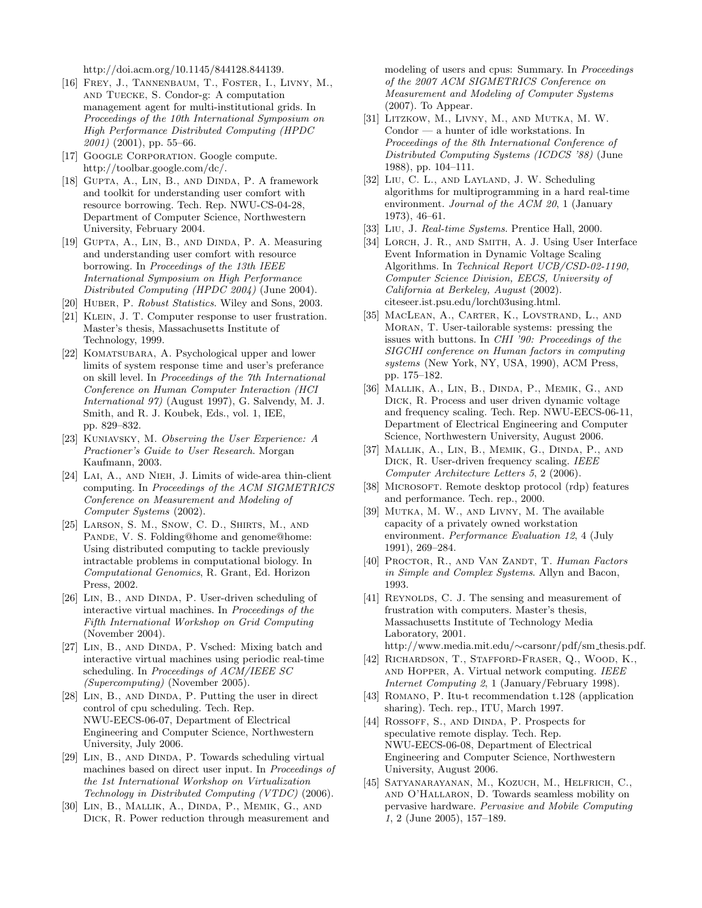http://doi.acm.org/10.1145/844128.844139.

[16] Frey, J., Tannenbaum, T., Foster, I., Livny, M., and Tuecke, S. Condor-g: A computation management agent for multi-institutional grids. In *Proceedings of the 10th International Symposium on High Performance Distributed Computing (HPDC 2001)* (2001), pp. 55–66.

[17] Google Corporation. Google compute. http://toolbar.google.com/dc/.

[18] Gupta, A., Lin, B., and Dinda, P. A framework and toolkit for understanding user comfort with resource borrowing. Tech. Rep. NWU-CS-04-28, Department of Computer Science, Northwestern University, February 2004.

[19] Gupta, A., Lin, B., and Dinda, P. A. Measuring and understanding user comfort with resource borrowing. In *Proceedings of the 13th IEEE International Symposium on High Performance Distributed Computing (HPDC 2004)* (June 2004).

[20] Huber, P. *Robust Statistics*. Wiley and Sons, 2003.

[21] Klein, J. T. Computer response to user frustration. Master's thesis, Massachusetts Institute of Technology, 1999.

[22] Komatsubara, A. Psychological upper and lower limits of system response time and user's preferance on skill level. In *Proceedings of the 7th International Conference on Human Computer Interaction (HCI International 97)* (August 1997), G. Salvendy, M. J. Smith, and R. J. Koubek, Eds., vol. 1, IEE, pp. 829–832.

[23] Kuniavsky, M. *Observing the User Experience: A Practioner's Guide to User Research*. Morgan Kaufmann, 2003.

[24] Lai, A., and Nieh, J. Limits of wide-area thin-client computing. In *Proceedings of the ACM SIGMETRICS Conference on Measurement and Modeling of Computer Systems* (2002).

[25] Larson, S. M., Snow, C. D., Shirts, M., and Pande, V. S. Folding@home and genome@home: Using distributed computing to tackle previously intractable problems in computational biology. In *Computational Genomics*, R. Grant, Ed. Horizon Press, 2002.

[26] Lin, B., and Dinda, P. User-driven scheduling of interactive virtual machines. In *Proceedings of the Fifth International Workshop on Grid Computing* (November 2004).

[27] Lin, B., and Dinda, P. Vsched: Mixing batch and interactive virtual machines using periodic real-time scheduling. In *Proceedings of ACM/IEEE SC (Supercomputing)* (November 2005).

[28] Lin, B., and Dinda, P. Putting the user in direct control of cpu scheduling. Tech. Rep. NWU-EECS-06-07, Department of Electrical Engineering and Computer Science, Northwestern University, July 2006.

[29] Lin, B., and Dinda, P. Towards scheduling virtual machines based on direct user input. In *Proceedings of the 1st International Workshop on Virtualization Technology in Distributed Computing (VTDC)* (2006).

[30] Lin, B., Mallik, A., Dinda, P., Memik, G., and Dick, R. Power reduction through measurement and modeling of users and cpus: Summary. In *Proceedings of the 2007 ACM SIGMETRICS Conference on Measurement and Modeling of Computer Systems* (2007). To Appear.

[31] Litzkow, M., Livny, M., and Mutka, M. W. Condor — a hunter of idle workstations. In *Proceedings of the 8th International Conference of Distributed Computing Systems (ICDCS '88)* (June 1988), pp. 104–111.

[32] Liu, C. L., and Layland, J. W. Scheduling algorithms for multiprogramming in a hard real-time environment. *Journal of the ACM 20*, 1 (January 1973), 46–61.

[33] Liu, J. *Real-time Systems*. Prentice Hall, 2000.

[34] Lorch, J. R., and Smith, A. J. Using User Interface Event Information in Dynamic Voltage Scaling Algorithms. In *Technical Report UCB/CSD-02-1190, Computer Science Division, EECS, University of California at Berkeley, August* (2002). citeseer.ist.psu.edu/lorch03using.html.

[35] MacLean, A., Carter, K., Lovstrand, L., and Moran, T. User-tailorable systems: pressing the issues with buttons. In *CHI '90: Proceedings of the SIGCHI conference on Human factors in computing systems* (New York, NY, USA, 1990), ACM Press, pp. 175–182.

[36] Mallik, A., Lin, B., Dinda, P., Memik, G., and Dick, R. Process and user driven dynamic voltage and frequency scaling. Tech. Rep. NWU-EECS-06-11, Department of Electrical Engineering and Computer Science, Northwestern University, August 2006.

[37] Mallik, A., Lin, B., Memik, G., Dinda, P., and Dick, R. User-driven frequency scaling. *IEEE Computer Architecture Letters 5*, 2 (2006).

[38] Microsoft. Remote desktop protocol (rdp) features and performance. Tech. rep., 2000.

[39] Mutka, M. W., and Livny, M. The available capacity of a privately owned workstation environment. *Performance Evaluation 12*, 4 (July 1991), 269–284.

[40] Proctor, R., and Van Zandt, T. *Human Factors in Simple and Complex Systems*. Allyn and Bacon, 1993.

[41] Reynolds, C. J. The sensing and measurement of frustration with computers. Master's thesis, Massachusetts Institute of Technology Media Laboratory, 2001. http://www.media.mit.edu/∼carsonr/pdf/sm_thesis.pdf.

[42] Richardson, T., Stafford-Fraser, Q., Wood, K., and Hopper, A. Virtual network computing. *IEEE Internet Computing 2*, 1 (January/February 1998).

[43] Romano, P. Itu-t recommendation t.128 (application sharing). Tech. rep., ITU, March 1997.

[44] Rossoff, S., and Dinda, P. Prospects for speculative remote display. Tech. Rep. NWU-EECS-06-08, Department of Electrical Engineering and Computer Science, Northwestern University, August 2006.

[45] Satyanarayanan, M., Kozuch, M., Helfrich, C., and O'Hallaron, D. Towards seamless mobility on pervasive hardware. *Pervasive and Mobile Computing 1*, 2 (June 2005), 157–189.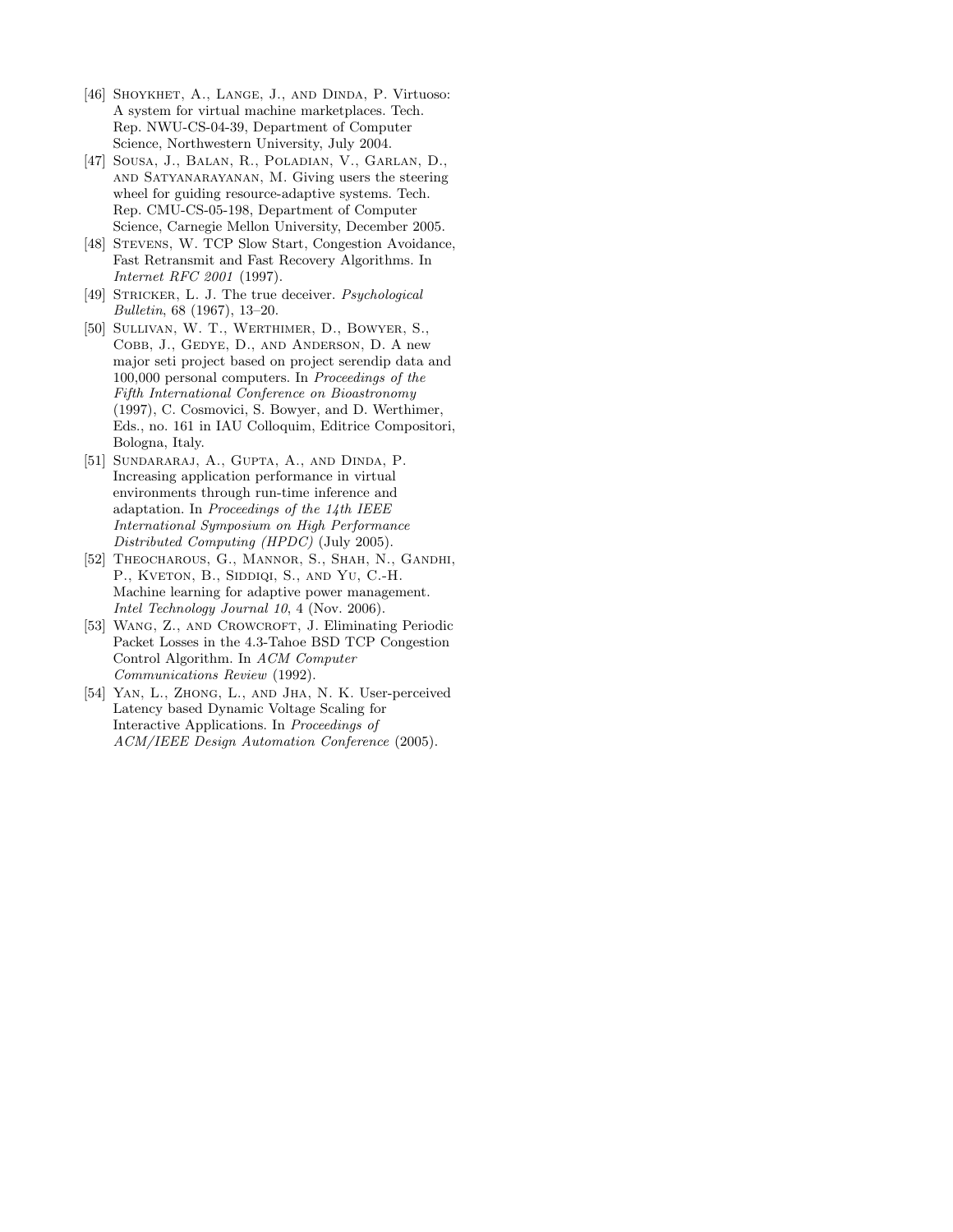[46] Shoykhet, A., Lange, J., and Dinda, P. Virtuoso: A system for virtual machine marketplaces. Tech. Rep. NWU-CS-04-39, Department of Computer Science, Northwestern University, July 2004.

[47] Sousa, J., Balan, R., Poladian, V., Garlan, D., and Satyanarayanan, M. Giving users the steering wheel for guiding resource-adaptive systems. Tech. Rep. CMU-CS-05-198, Department of Computer Science, Carnegie Mellon University, December 2005.

[48] Stevens, W. TCP Slow Start, Congestion Avoidance, Fast Retransmit and Fast Recovery Algorithms. In *Internet RFC 2001* (1997).

[49] Stricker, L. J. The true deceiver. *Psychological Bulletin*, 68 (1967), 13–20.

[50] Sullivan, W. T., Werthimer, D., Bowyer, S., Cobb, J., Gedye, D., and Anderson, D. A new major seti project based on project serendip data and 100,000 personal computers. In *Proceedings of the Fifth International Conference on Bioastronomy* (1997), C. Cosmovici, S. Bowyer, and D. Werthimer, Eds., no. 161 in IAU Colloquim, Editrice Compositori, Bologna, Italy.

[51] Sundararaj, A., Gupta, A., and Dinda, P. Increasing application performance in virtual environments through run-time inference and adaptation. In *Proceedings of the 14th IEEE International Symposium on High Performance Distributed Computing (HPDC)* (July 2005).

[52] Theocharous, G., Mannor, S., Shah, N., Gandhi, P., Kveton, B., Siddiqi, S., and Yu, C.-H. Machine learning for adaptive power management. *Intel Technology Journal 10*, 4 (Nov. 2006).

[53] Wang, Z., and Crowcroft, J. Eliminating Periodic Packet Losses in the 4.3-Tahoe BSD TCP Congestion Control Algorithm. In *ACM Computer Communications Review* (1992).

[54] Yan, L., Zhong, L., and Jha, N. K. User-perceived Latency based Dynamic Voltage Scaling for Interactive Applications. In *Proceedings of ACM/IEEE Design Automation Conference* (2005).